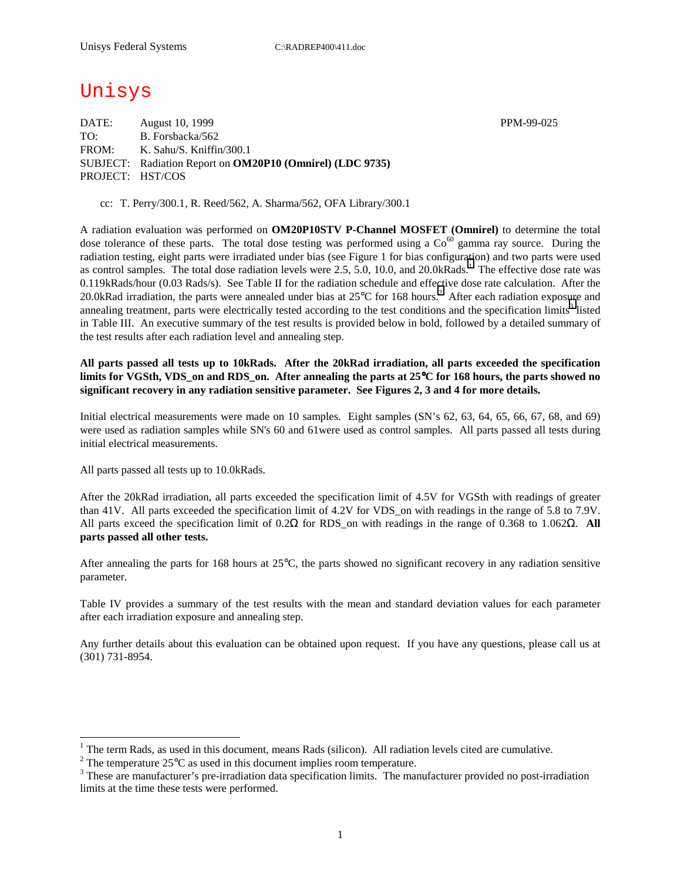Unisys Federal Systems C:\RADREP400\411.doc

# Unisys

DATE: August 10, 1999 PPM-99-025
TO: B. Forsbacka/562
FROM: K. Sahu/S. Kniffin/300.1
SUBJECT: Radiation Report on **OM20P10 (Omnirel) (LDC 9735)**
PROJECT: HST/COS

cc: T. Perry/300.1, R. Reed/562, A. Sharma/562, OFA Library/300.1

A radiation evaluation was performed on **OM20P10STV P-Channel MOSFET (Omnirel)** to determine the total dose tolerance of these parts. The total dose testing was performed using a $Co^{60}$ gamma ray source. During the radiation testing, eight parts were irradiated under bias (see Figure 1 for bias configuration) and two parts were used as control samples. The total dose radiation levels were 2.5, 5.0, 10.0, and 20.0kRads.[1] The effective dose rate was 0.119kRads/hour (0.03 Rads/s). See Table II for the radiation schedule and effective dose rate calculation. After the 20.0kRad irradiation, the parts were annealed under bias at 25°C for 168 hours.[2] After each radiation exposure and annealing treatment, parts were electrically tested according to the test conditions and the specification limits[3] listed in Table III. An executive summary of the test results is provided below in bold, followed by a detailed summary of the test results after each radiation level and annealing step.

**All parts passed all tests up to 10kRads. After the 20kRad irradiation, all parts exceeded the specification limits for VGSth, VDS_on and RDS_on. After annealing the parts at 25°C for 168 hours, the parts showed no significant recovery in any radiation sensitive parameter. See Figures 2, 3 and 4 for more details.**

Initial electrical measurements were made on 10 samples. Eight samples (SN's 62, 63, 64, 65, 66, 67, 68, and 69) were used as radiation samples while SN's 60 and 61were used as control samples. All parts passed all tests during initial electrical measurements.

All parts passed all tests up to 10.0kRads.

After the 20kRad irradiation, all parts exceeded the specification limit of 4.5V for VGSth with readings of greater than 41V. All parts exceeded the specification limit of 4.2V for VDS_on with readings in the range of 5.8 to 7.9V. All parts exceed the specification limit of 0.2Ω for RDS_on with readings in the range of 0.368 to 1.062Ω. **All parts passed all other tests.**

After annealing the parts for 168 hours at 25°C, the parts showed no significant recovery in any radiation sensitive parameter.

Table IV provides a summary of the test results with the mean and standard deviation values for each parameter after each irradiation exposure and annealing step.

Any further details about this evaluation can be obtained upon request. If you have any questions, please call us at (301) 731-8954.

---

[1] The term Rads, as used in this document, means Rads (silicon). All radiation levels cited are cumulative.

[2] The temperature 25°C as used in this document implies room temperature.

[3] These are manufacturer's pre-irradiation data specification limits. The manufacturer provided no post-irradiation limits at the time these tests were performed.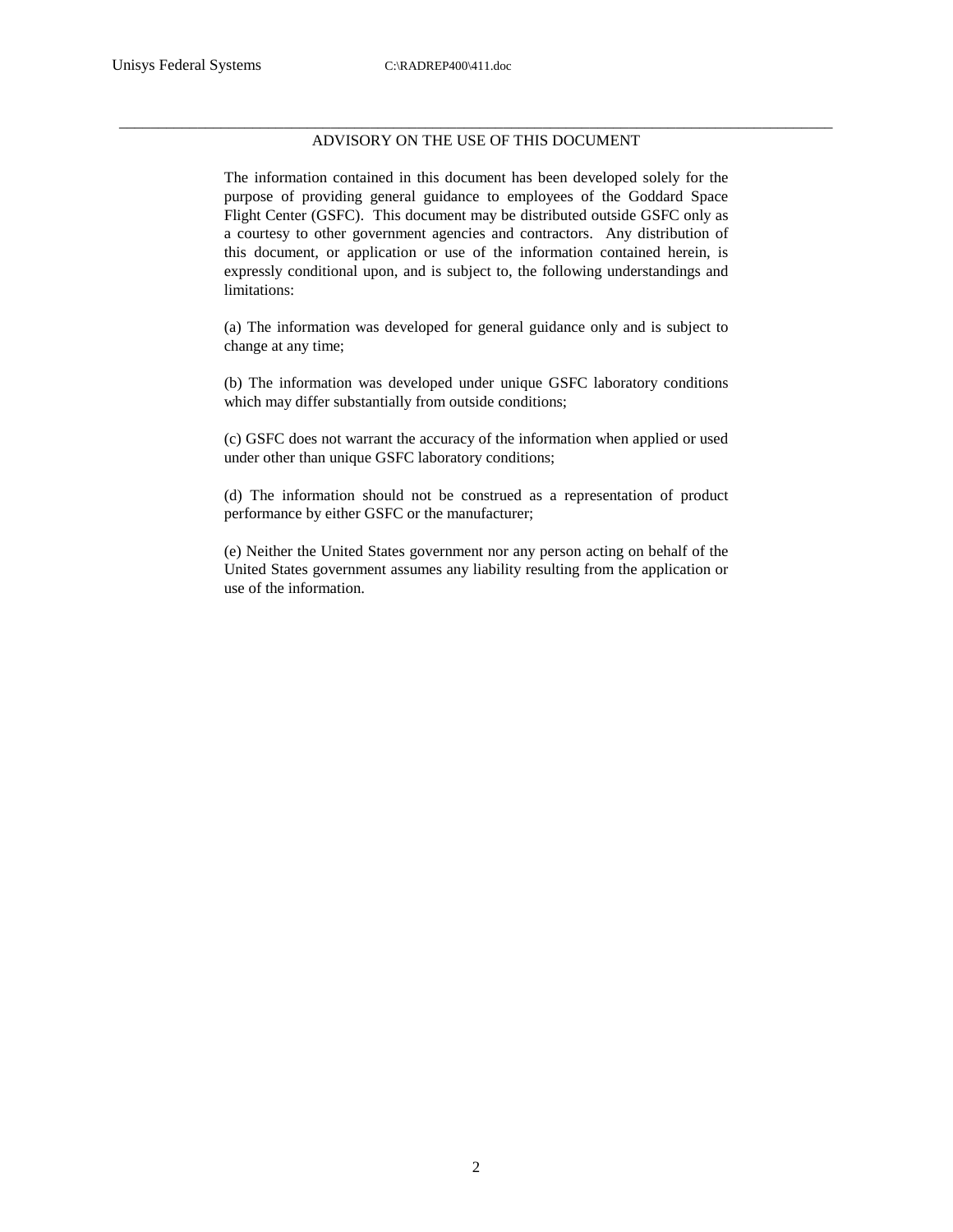## ADVISORY ON THE USE OF THIS DOCUMENT

The information contained in this document has been developed solely for the purpose of providing general guidance to employees of the Goddard Space Flight Center (GSFC). This document may be distributed outside GSFC only as a courtesy to other government agencies and contractors. Any distribution of this document, or application or use of the information contained herein, is expressly conditional upon, and is subject to, the following understandings and limitations:

(a) The information was developed for general guidance only and is subject to change at any time;

(b) The information was developed under unique GSFC laboratory conditions which may differ substantially from outside conditions;

(c) GSFC does not warrant the accuracy of the information when applied or used under other than unique GSFC laboratory conditions;

(d) The information should not be construed as a representation of product performance by either GSFC or the manufacturer;

(e) Neither the United States government nor any person acting on behalf of the United States government assumes any liability resulting from the application or use of the information.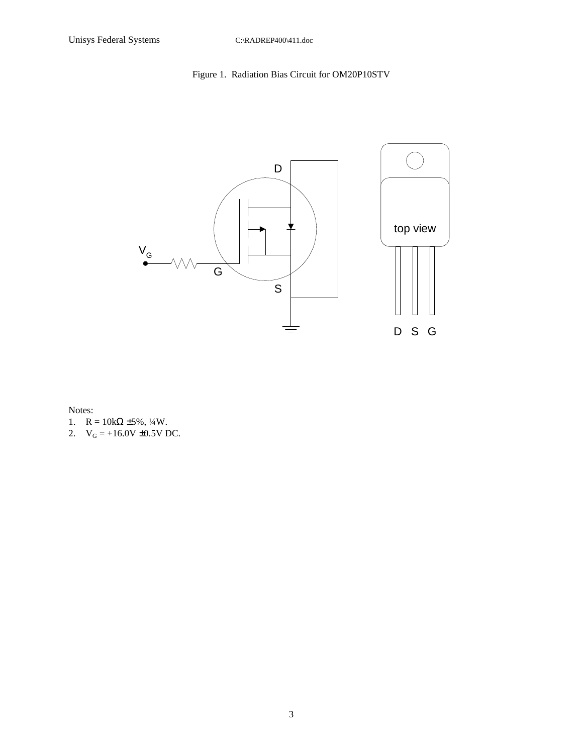Figure 1. Radiation Bias Circuit for OM20P10STV

Notes:

1. R = 10kΩ ±5%, ¼W.
2. $V_G$ = +16.0V ±0.5V DC.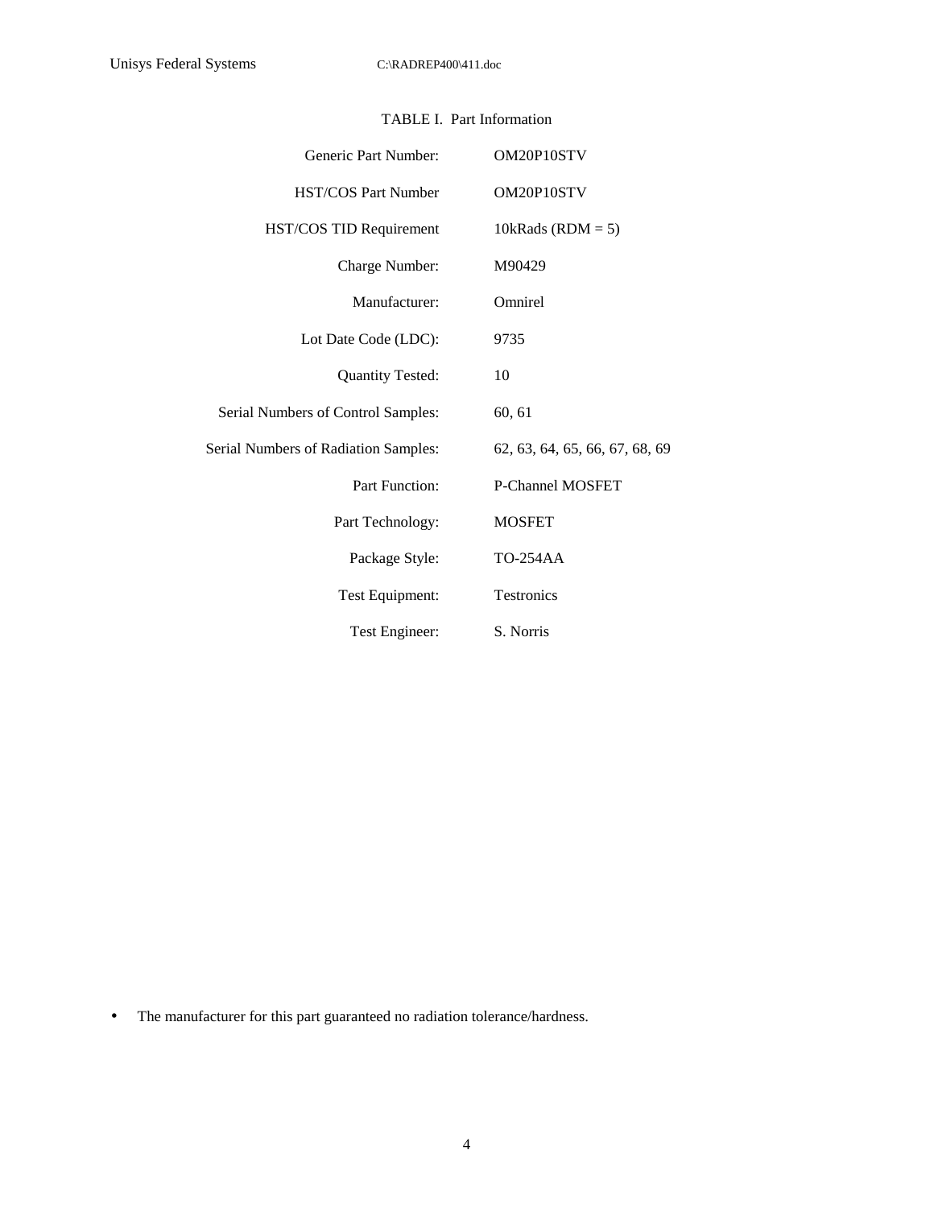TABLE I. Part Information

| | |
|---|---|
| Generic Part Number: | OM20P10STV |
| HST/COS Part Number | OM20P10STV |
| HST/COS TID Requirement | 10kRads (RDM = 5) |
| Charge Number: | M90429 |
| Manufacturer: | Omnirel |
| Lot Date Code (LDC): | 9735 |
| Quantity Tested: | 10 |
| Serial Numbers of Control Samples: | 60, 61 |
| Serial Numbers of Radiation Samples: | 62, 63, 64, 65, 66, 67, 68, 69 |
| Part Function: | P-Channel MOSFET |
| Part Technology: | MOSFET |
| Package Style: | TO-254AA |
| Test Equipment: | Testronics |
| Test Engineer: | S. Norris |

- The manufacturer for this part guaranteed no radiation tolerance/hardness.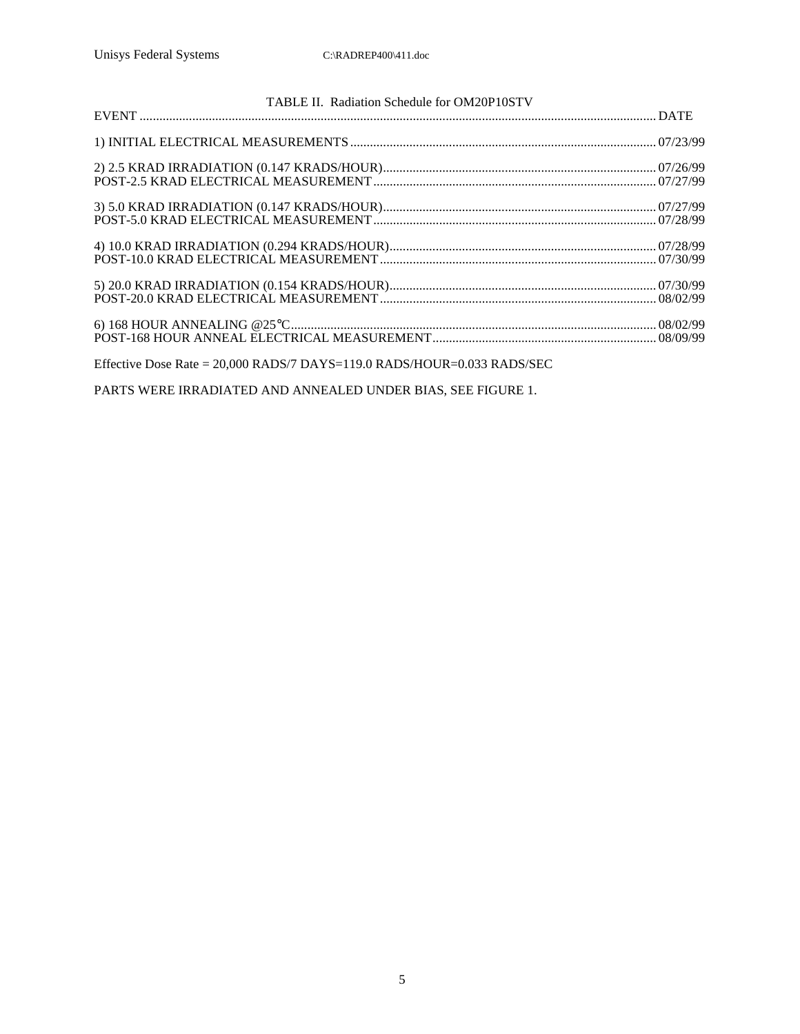TABLE II. Radiation Schedule for OM20P10STV

| EVENT | DATE |
| --- | --- |
| 1) INITIAL ELECTRICAL MEASUREMENTS | 07/23/99 |
| 2) 2.5 KRAD IRRADIATION (0.147 KRADS/HOUR) | 07/26/99 |
| POST-2.5 KRAD ELECTRICAL MEASUREMENT | 07/27/99 |
| 3) 5.0 KRAD IRRADIATION (0.147 KRADS/HOUR) | 07/27/99 |
| POST-5.0 KRAD ELECTRICAL MEASUREMENT | 07/28/99 |
| 4) 10.0 KRAD IRRADIATION (0.294 KRADS/HOUR) | 07/28/99 |
| POST-10.0 KRAD ELECTRICAL MEASUREMENT | 07/30/99 |
| 5) 20.0 KRAD IRRADIATION (0.154 KRADS/HOUR) | 07/30/99 |
| POST-20.0 KRAD ELECTRICAL MEASUREMENT | 08/02/99 |
| 6) 168 HOUR ANNEALING @25°C | 08/02/99 |
| POST-168 HOUR ANNEAL ELECTRICAL MEASUREMENT | 08/09/99 |

Effective Dose Rate = 20,000 RADS/7 DAYS=119.0 RADS/HOUR=0.033 RADS/SEC

PARTS WERE IRRADIATED AND ANNEALED UNDER BIAS, SEE FIGURE 1.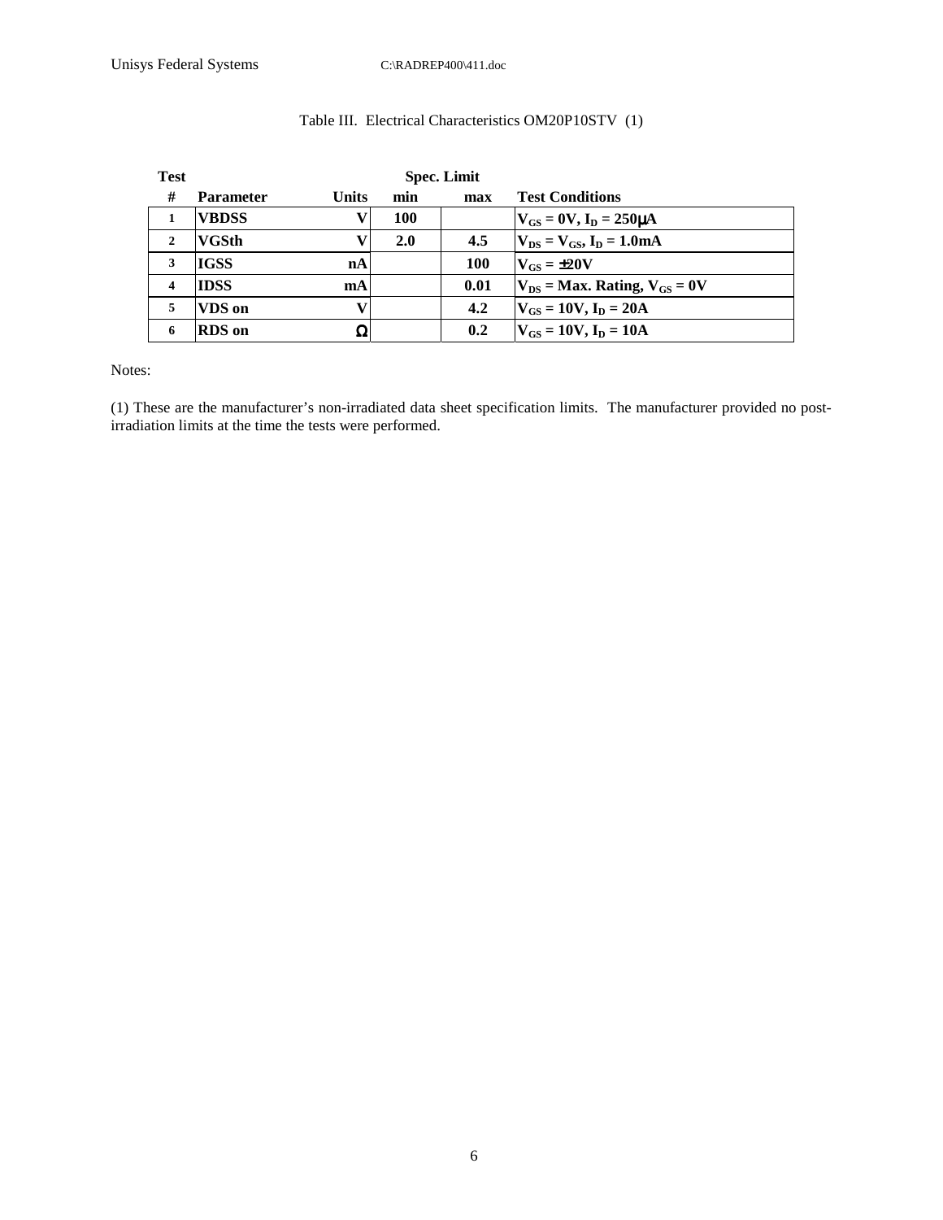Table III. Electrical Characteristics OM20P10STV (1)

| Test # | Parameter | Units | Spec. Limit min | Spec. Limit max | Test Conditions |
|---|---|---|---|---|---|
| 1 | VBDSS | V | 100 | | $V_{GS}$ = 0V, $I_D$ = 250μA |
| 2 | VGSth | V | 2.0 | 4.5 | $V_{DS}$ = $V_{GS}$, $I_D$ = 1.0mA |
| 3 | IGSS | nA | | 100 | $V_{GS}$ = ±20V |
| 4 | IDSS | mA | | 0.01 | $V_{DS}$ = Max. Rating, $V_{GS}$ = 0V |
| 5 | VDS on | V | | 4.2 | $V_{GS}$ = 10V, $I_D$ = 20A |
| 6 | RDS on | Ω | | 0.2 | $V_{GS}$ = 10V, $I_D$ = 10A |

Notes:

(1) These are the manufacturer's non-irradiated data sheet specification limits. The manufacturer provided no post-irradiation limits at the time the tests were performed.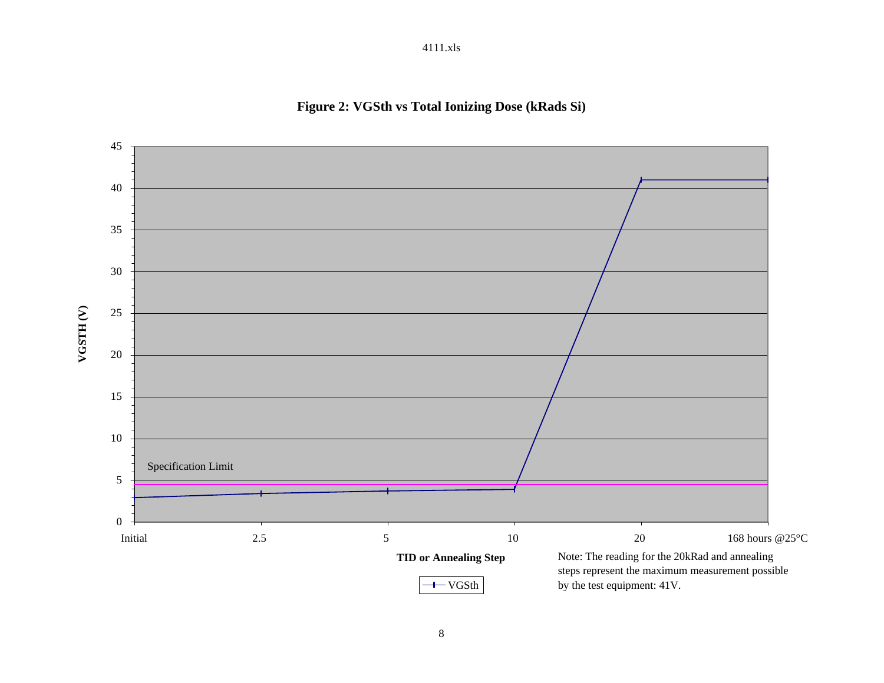4111.xls

**Figure 2: VGSth vs Total Ionizing Dose (kRads Si)**

VGSTH (V)

45
40
35
30
25
20
15
10
5
0

Specification Limit

Initial
2.5
5
10
20
168 hours @25°C

**TID or Annealing Step**

VGSth

Note: The reading for the 20kRad and annealing steps represent the maximum measurement possible by the test equipment: 41V.